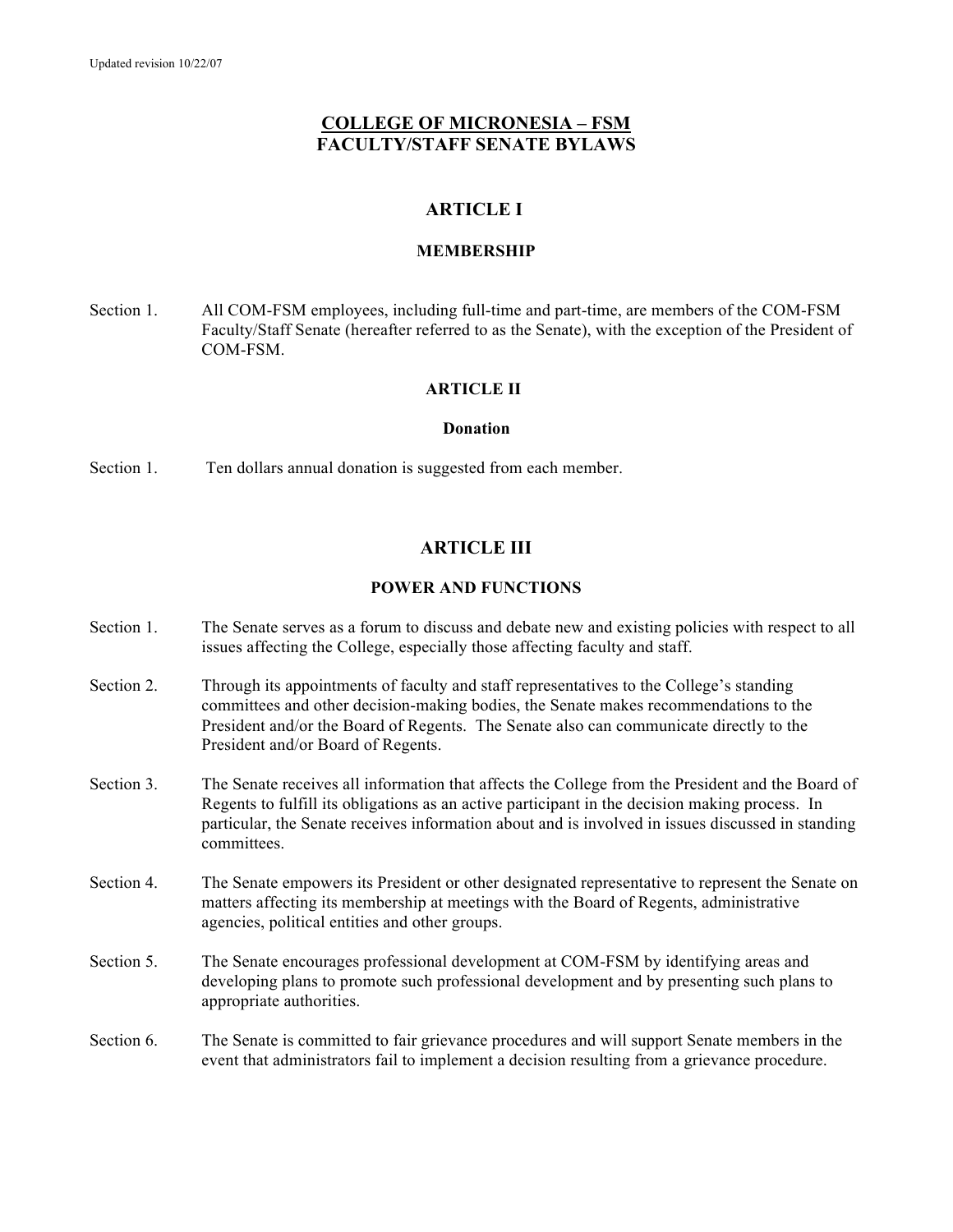Updated revision 10/22/07

# COLLEGE OF MICRONESIA – FSM
# FACULTY/STAFF SENATE BYLAWS

## ARTICLE I

### MEMBERSHIP

Section 1. All COM-FSM employees, including full-time and part-time, are members of the COM-FSM Faculty/Staff Senate (hereafter referred to as the Senate), with the exception of the President of COM-FSM.

## ARTICLE II

### Donation

Section 1. Ten dollars annual donation is suggested from each member.

## ARTICLE III

### POWER AND FUNCTIONS

Section 1. The Senate serves as a forum to discuss and debate new and existing policies with respect to all issues affecting the College, especially those affecting faculty and staff.

Section 2. Through its appointments of faculty and staff representatives to the College's standing committees and other decision-making bodies, the Senate makes recommendations to the President and/or the Board of Regents. The Senate also can communicate directly to the President and/or Board of Regents.

Section 3. The Senate receives all information that affects the College from the President and the Board of Regents to fulfill its obligations as an active participant in the decision making process. In particular, the Senate receives information about and is involved in issues discussed in standing committees.

Section 4. The Senate empowers its President or other designated representative to represent the Senate on matters affecting its membership at meetings with the Board of Regents, administrative agencies, political entities and other groups.

Section 5. The Senate encourages professional development at COM-FSM by identifying areas and developing plans to promote such professional development and by presenting such plans to appropriate authorities.

Section 6. The Senate is committed to fair grievance procedures and will support Senate members in the event that administrators fail to implement a decision resulting from a grievance procedure.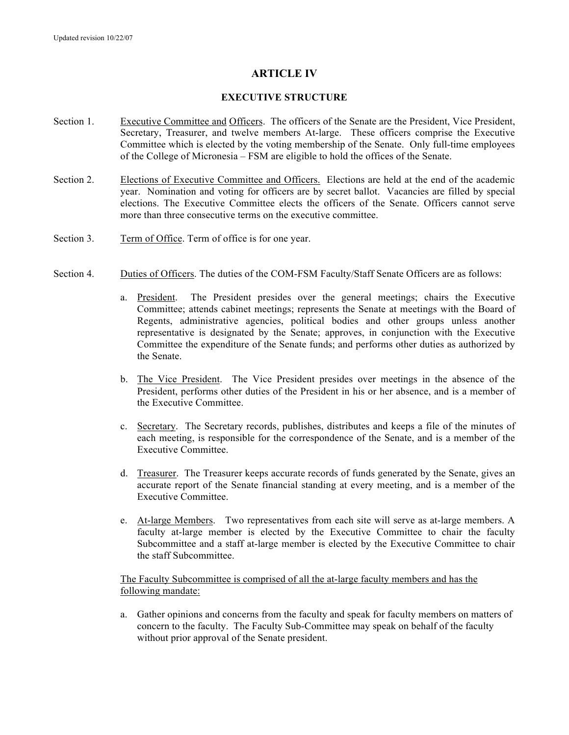# ARTICLE IV

## EXECUTIVE STRUCTURE

Section 1. Executive Committee and Officers. The officers of the Senate are the President, Vice President, Secretary, Treasurer, and twelve members At-large. These officers comprise the Executive Committee which is elected by the voting membership of the Senate. Only full-time employees of the College of Micronesia – FSM are eligible to hold the offices of the Senate.

Section 2. Elections of Executive Committee and Officers. Elections are held at the end of the academic year. Nomination and voting for officers are by secret ballot. Vacancies are filled by special elections. The Executive Committee elects the officers of the Senate. Officers cannot serve more than three consecutive terms on the executive committee.

Section 3. Term of Office. Term of office is for one year.

Section 4. Duties of Officers. The duties of the COM-FSM Faculty/Staff Senate Officers are as follows:

a. President. The President presides over the general meetings; chairs the Executive Committee; attends cabinet meetings; represents the Senate at meetings with the Board of Regents, administrative agencies, political bodies and other groups unless another representative is designated by the Senate; approves, in conjunction with the Executive Committee the expenditure of the Senate funds; and performs other duties as authorized by the Senate.

b. The Vice President. The Vice President presides over meetings in the absence of the President, performs other duties of the President in his or her absence, and is a member of the Executive Committee.

c. Secretary. The Secretary records, publishes, distributes and keeps a file of the minutes of each meeting, is responsible for the correspondence of the Senate, and is a member of the Executive Committee.

d. Treasurer. The Treasurer keeps accurate records of funds generated by the Senate, gives an accurate report of the Senate financial standing at every meeting, and is a member of the Executive Committee.

e. At-large Members. Two representatives from each site will serve as at-large members. A faculty at-large member is elected by the Executive Committee to chair the faculty Subcommittee and a staff at-large member is elected by the Executive Committee to chair the staff Subcommittee.

The Faculty Subcommittee is comprised of all the at-large faculty members and has the following mandate:

a. Gather opinions and concerns from the faculty and speak for faculty members on matters of concern to the faculty. The Faculty Sub-Committee may speak on behalf of the faculty without prior approval of the Senate president.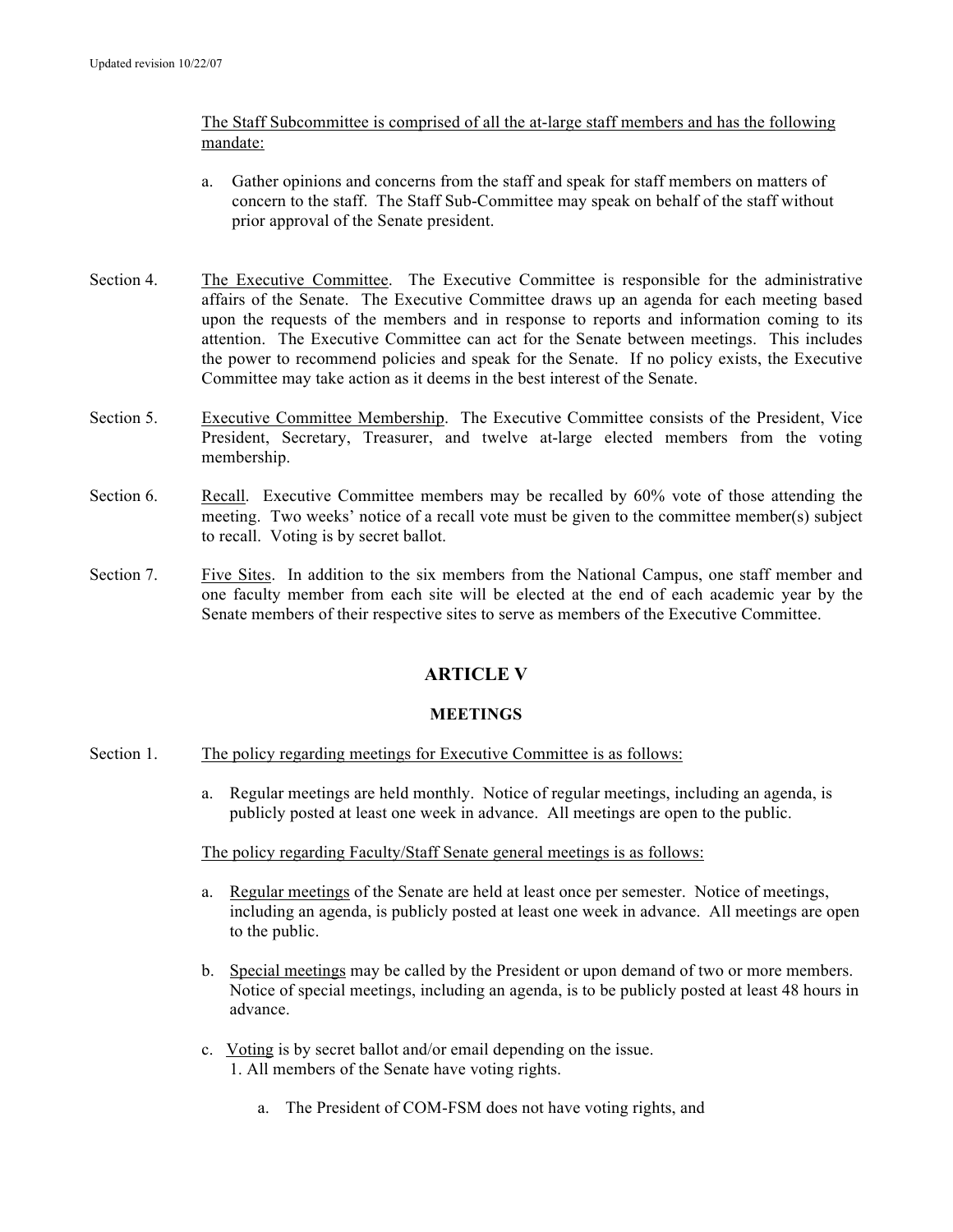The Staff Subcommittee is comprised of all the at-large staff members and has the following mandate:

a. Gather opinions and concerns from the staff and speak for staff members on matters of concern to the staff. The Staff Sub-Committee may speak on behalf of the staff without prior approval of the Senate president.

Section 4. The Executive Committee. The Executive Committee is responsible for the administrative affairs of the Senate. The Executive Committee draws up an agenda for each meeting based upon the requests of the members and in response to reports and information coming to its attention. The Executive Committee can act for the Senate between meetings. This includes the power to recommend policies and speak for the Senate. If no policy exists, the Executive Committee may take action as it deems in the best interest of the Senate.

Section 5. Executive Committee Membership. The Executive Committee consists of the President, Vice President, Secretary, Treasurer, and twelve at-large elected members from the voting membership.

Section 6. Recall. Executive Committee members may be recalled by 60% vote of those attending the meeting. Two weeks' notice of a recall vote must be given to the committee member(s) subject to recall. Voting is by secret ballot.

Section 7. Five Sites. In addition to the six members from the National Campus, one staff member and one faculty member from each site will be elected at the end of each academic year by the Senate members of their respective sites to serve as members of the Executive Committee.

## ARTICLE V

### MEETINGS

Section 1. The policy regarding meetings for Executive Committee is as follows:

a. Regular meetings are held monthly. Notice of regular meetings, including an agenda, is publicly posted at least one week in advance. All meetings are open to the public.

The policy regarding Faculty/Staff Senate general meetings is as follows:

a. Regular meetings of the Senate are held at least once per semester. Notice of meetings, including an agenda, is publicly posted at least one week in advance. All meetings are open to the public.

b. Special meetings may be called by the President or upon demand of two or more members. Notice of special meetings, including an agenda, is to be publicly posted at least 48 hours in advance.

c. Voting is by secret ballot and/or email depending on the issue.
   1. All members of the Senate have voting rights.
      a. The President of COM-FSM does not have voting rights, and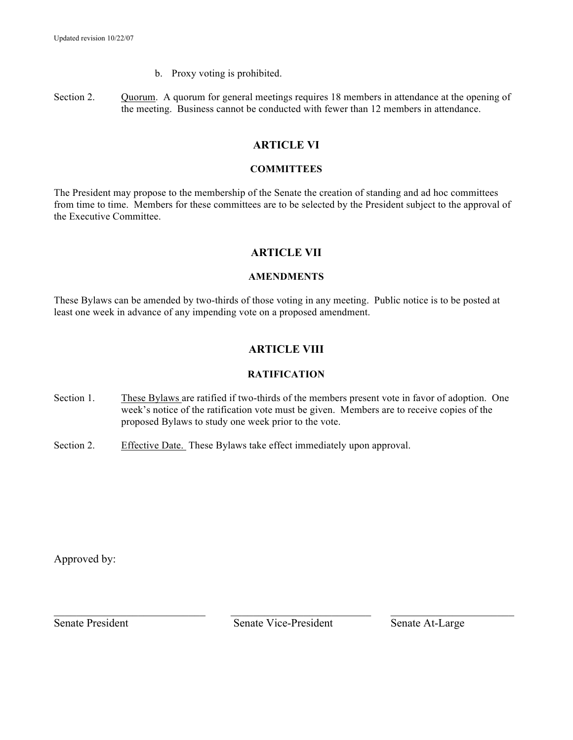b. Proxy voting is prohibited.

Section 2. Quorum. A quorum for general meetings requires 18 members in attendance at the opening of the meeting. Business cannot be conducted with fewer than 12 members in attendance.

## ARTICLE VI

### COMMITTEES

The President may propose to the membership of the Senate the creation of standing and ad hoc committees from time to time. Members for these committees are to be selected by the President subject to the approval of the Executive Committee.

## ARTICLE VII

### AMENDMENTS

These Bylaws can be amended by two-thirds of those voting in any meeting. Public notice is to be posted at least one week in advance of any impending vote on a proposed amendment.

## ARTICLE VIII

### RATIFICATION

Section 1. These Bylaws are ratified if two-thirds of the members present vote in favor of adoption. One week's notice of the ratification vote must be given. Members are to receive copies of the proposed Bylaws to study one week prior to the vote.

Section 2. Effective Date. These Bylaws take effect immediately upon approval.

Approved by:

| \_\_\_\_\_\_\_\_\_\_\_\_\_\_\_\_\_\_\_\_ | \_\_\_\_\_\_\_\_\_\_\_\_\_\_\_\_\_\_\_\_ | \_\_\_\_\_\_\_\_\_\_\_\_\_\_\_\_\_\_\_\_ |
| --- | --- | --- |
| Senate President | Senate Vice-President | Senate At-Large |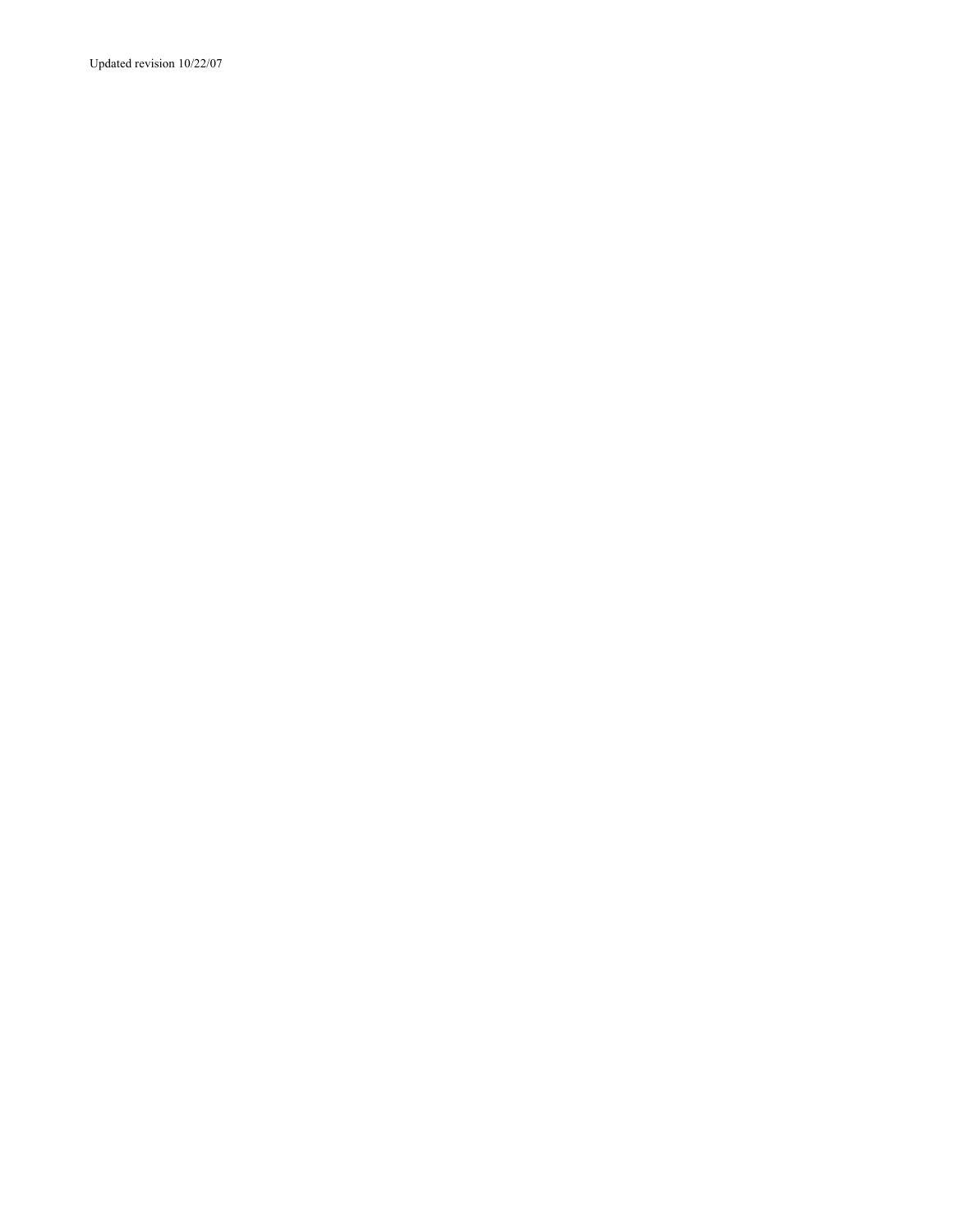Updated revision 10/22/07